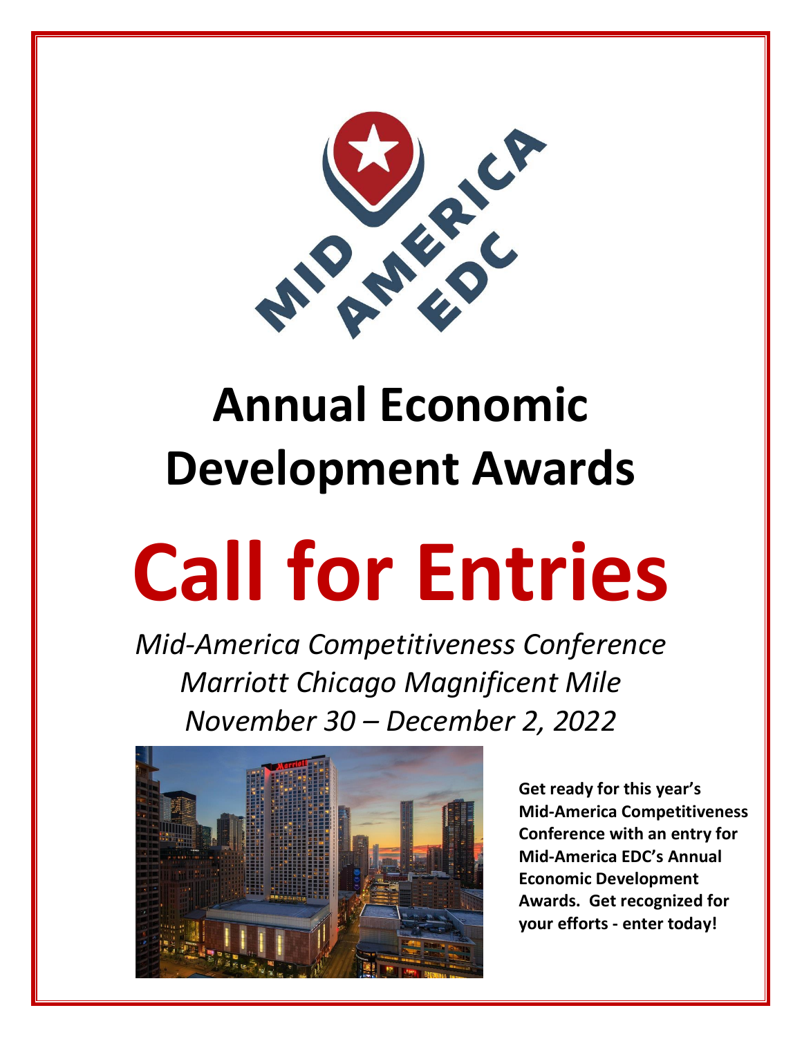# Annual Economic Development Awards

# Call for Entries

*Mid-America Competitiveness Conference*
*Marriott Chicago Magnificent Mile*
*November 30 – December 2, 2022*

**Get ready for this year's Mid-America Competitiveness Conference with an entry for Mid-America EDC's Annual Economic Development Awards. Get recognized for your efforts - enter today!**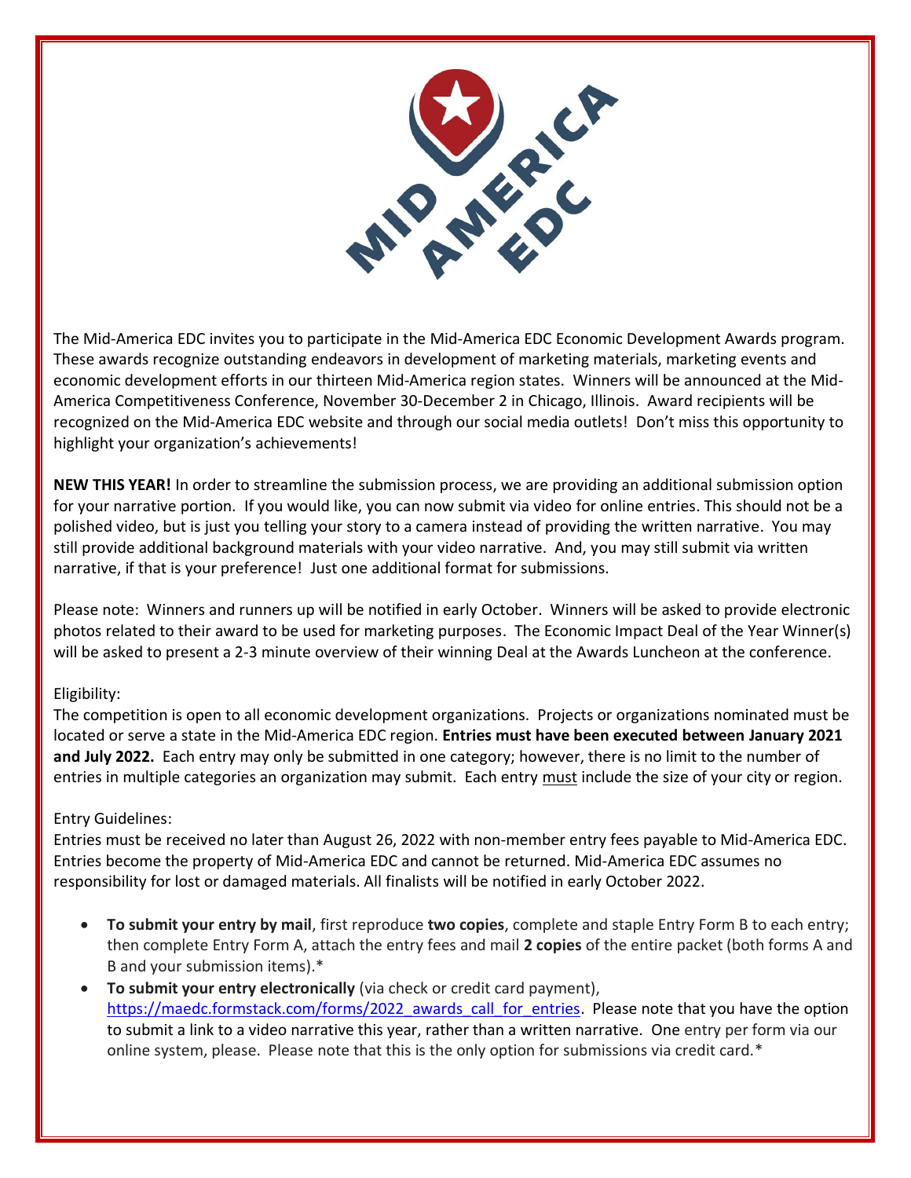The Mid-America EDC invites you to participate in the Mid-America EDC Economic Development Awards program. These awards recognize outstanding endeavors in development of marketing materials, marketing events and economic development efforts in our thirteen Mid-America region states. Winners will be announced at the Mid-America Competitiveness Conference, November 30-December 2 in Chicago, Illinois. Award recipients will be recognized on the Mid-America EDC website and through our social media outlets! Don't miss this opportunity to highlight your organization's achievements!

**NEW THIS YEAR!** In order to streamline the submission process, we are providing an additional submission option for your narrative portion. If you would like, you can now submit via video for online entries. This should not be a polished video, but is just you telling your story to a camera instead of providing the written narrative. You may still provide additional background materials with your video narrative. And, you may still submit via written narrative, if that is your preference! Just one additional format for submissions.

Please note: Winners and runners up will be notified in early October. Winners will be asked to provide electronic photos related to their award to be used for marketing purposes. The Economic Impact Deal of the Year Winner(s) will be asked to present a 2-3 minute overview of their winning Deal at the Awards Luncheon at the conference.

Eligibility:

The competition is open to all economic development organizations. Projects or organizations nominated must be located or serve a state in the Mid-America EDC region. **Entries must have been executed between January 2021 and July 2022.** Each entry may only be submitted in one category; however, there is no limit to the number of entries in multiple categories an organization may submit. Each entry must include the size of your city or region.

Entry Guidelines:

Entries must be received no later than August 26, 2022 with non-member entry fees payable to Mid-America EDC. Entries become the property of Mid-America EDC and cannot be returned. Mid-America EDC assumes no responsibility for lost or damaged materials. All finalists will be notified in early October 2022.

- **To submit your entry by mail**, first reproduce **two copies**, complete and staple Entry Form B to each entry; then complete Entry Form A, attach the entry fees and mail **2 copies** of the entire packet (both forms A and B and your submission items).*
- **To submit your entry electronically** (via check or credit card payment), https://maedc.formstack.com/forms/2022_awards_call_for_entries. Please note that you have the option to submit a link to a video narrative this year, rather than a written narrative. One entry per form via our online system, please. Please note that this is the only option for submissions via credit card.*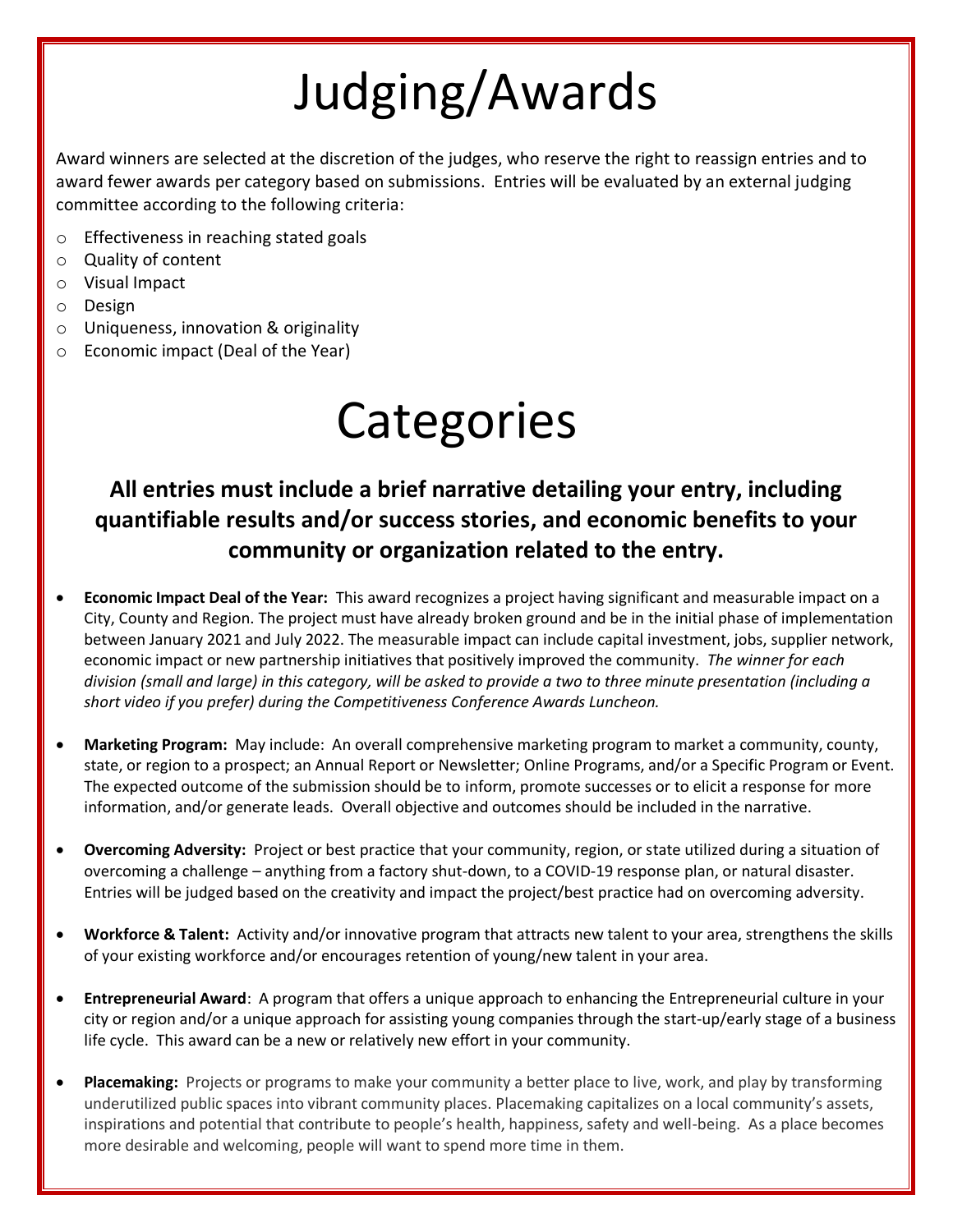# Judging/Awards

Award winners are selected at the discretion of the judges, who reserve the right to reassign entries and to award fewer awards per category based on submissions. Entries will be evaluated by an external judging committee according to the following criteria:

- Effectiveness in reaching stated goals
- Quality of content
- Visual Impact
- Design
- Uniqueness, innovation & originality
- Economic impact (Deal of the Year)

# Categories

## All entries must include a brief narrative detailing your entry, including quantifiable results and/or success stories, and economic benefits to your community or organization related to the entry.

- **Economic Impact Deal of the Year:** This award recognizes a project having significant and measurable impact on a City, County and Region. The project must have already broken ground and be in the initial phase of implementation between January 2021 and July 2022. The measurable impact can include capital investment, jobs, supplier network, economic impact or new partnership initiatives that positively improved the community. *The winner for each division (small and large) in this category, will be asked to provide a two to three minute presentation (including a short video if you prefer) during the Competitiveness Conference Awards Luncheon.*

- **Marketing Program:** May include: An overall comprehensive marketing program to market a community, county, state, or region to a prospect; an Annual Report or Newsletter; Online Programs, and/or a Specific Program or Event. The expected outcome of the submission should be to inform, promote successes or to elicit a response for more information, and/or generate leads. Overall objective and outcomes should be included in the narrative.

- **Overcoming Adversity:** Project or best practice that your community, region, or state utilized during a situation of overcoming a challenge – anything from a factory shut-down, to a COVID-19 response plan, or natural disaster. Entries will be judged based on the creativity and impact the project/best practice had on overcoming adversity.

- **Workforce & Talent:** Activity and/or innovative program that attracts new talent to your area, strengthens the skills of your existing workforce and/or encourages retention of young/new talent in your area.

- **Entrepreneurial Award**: A program that offers a unique approach to enhancing the Entrepreneurial culture in your city or region and/or a unique approach for assisting young companies through the start-up/early stage of a business life cycle. This award can be a new or relatively new effort in your community.

- **Placemaking:** Projects or programs to make your community a better place to live, work, and play by transforming underutilized public spaces into vibrant community places. Placemaking capitalizes on a local community's assets, inspirations and potential that contribute to people's health, happiness, safety and well-being. As a place becomes more desirable and welcoming, people will want to spend more time in them.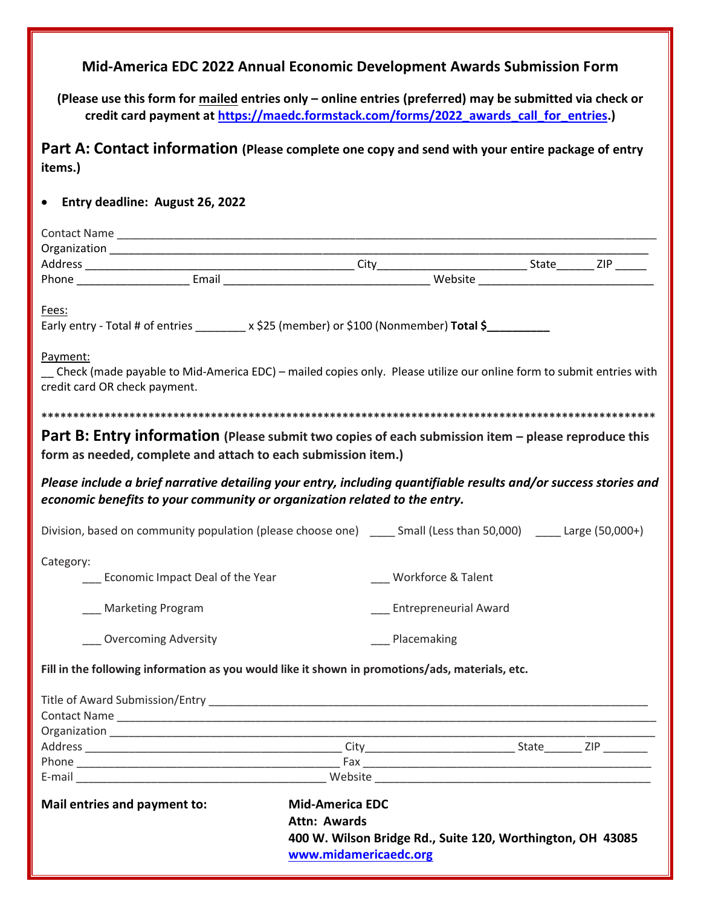## Mid-America EDC 2022 Annual Economic Development Awards Submission Form

**(Please use this form for mailed entries only – online entries (preferred) may be submitted via check or credit card payment at [https://maedc.formstack.com/forms/2022_awards_call_for_entries](https://maedc.formstack.com/forms/2022_awards_call_for_entries).)**

## Part A: Contact information (Please complete one copy and send with your entire package of entry items.)

- **Entry deadline: August 26, 2022**

Contact Name ___________________________________________
Organization ___________________________________________
Address ______________________ City____________ State______ ZIP _____
Phone _________________ Email ________________ Website ______________

Fees:
Early entry - Total # of entries ________ x $25 (member) or $100 (Nonmember) **Total $__________**

Payment:
__ Check (made payable to Mid-America EDC) – mailed copies only. Please utilize our online form to submit entries with credit card OR check payment.

****************************************************************************************************

## Part B: Entry information (Please submit two copies of each submission item – please reproduce this form as needed, complete and attach to each submission item.)

***Please include a brief narrative detailing your entry, including quantifiable results and/or success stories and economic benefits to your community or organization related to the entry.***

Division, based on community population (please choose one) ____ Small (Less than 50,000) ____ Large (50,000+)

Category:

___ Economic Impact Deal of the Year
___ Workforce & Talent
___ Marketing Program
___ Entrepreneurial Award
___ Overcoming Adversity
___ Placemaking

**Fill in the following information as you would like it shown in promotions/ads, materials, etc.**

Title of Award Submission/Entry ___________________________________________
Contact Name ___________________________________________
Organization ___________________________________________
Address ______________________ City____________ State______ ZIP _______
Phone ______________________ Fax ______________________
E-mail ______________________ Website ______________________

**Mail entries and payment to:**

**Mid-America EDC**
**Attn: Awards**
**400 W. Wilson Bridge Rd., Suite 120, Worthington, OH 43085**
**[www.midamericaedc.org](http://www.midamericaedc.org)**